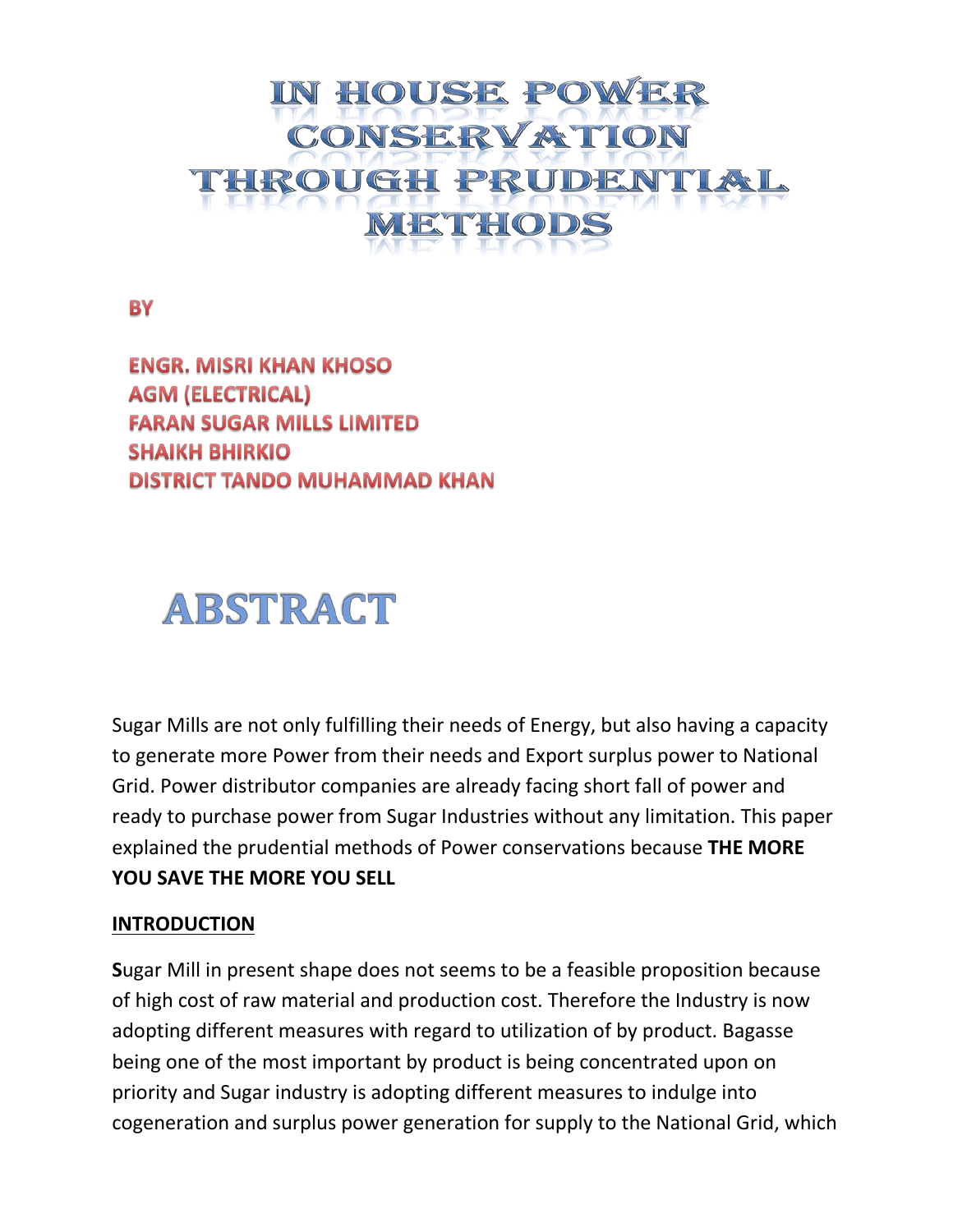# IN HOUSE POWER CONSERVATION THROUGH PRUDENTIAL METHODS

**BY**

**ENGR. MISRI KHAN KHOSO**
**AGM (ELECTRICAL)**
**FARAN SUGAR MILLS LIMITED**
**SHAIKH BHIRKIO**
**DISTRICT TANDO MUHAMMAD KHAN**

## ABSTRACT

Sugar Mills are not only fulfilling their needs of Energy, but also having a capacity to generate more Power from their needs and Export surplus power to National Grid. Power distributor companies are already facing short fall of power and ready to purchase power from Sugar Industries without any limitation. This paper explained the prudential methods of Power conservations because **THE MORE YOU SAVE THE MORE YOU SELL**

### INTRODUCTION

**S**ugar Mill in present shape does not seems to be a feasible proposition because of high cost of raw material and production cost. Therefore the Industry is now adopting different measures with regard to utilization of by product. Bagasse being one of the most important by product is being concentrated upon on priority and Sugar industry is adopting different measures to indulge into cogeneration and surplus power generation for supply to the National Grid, which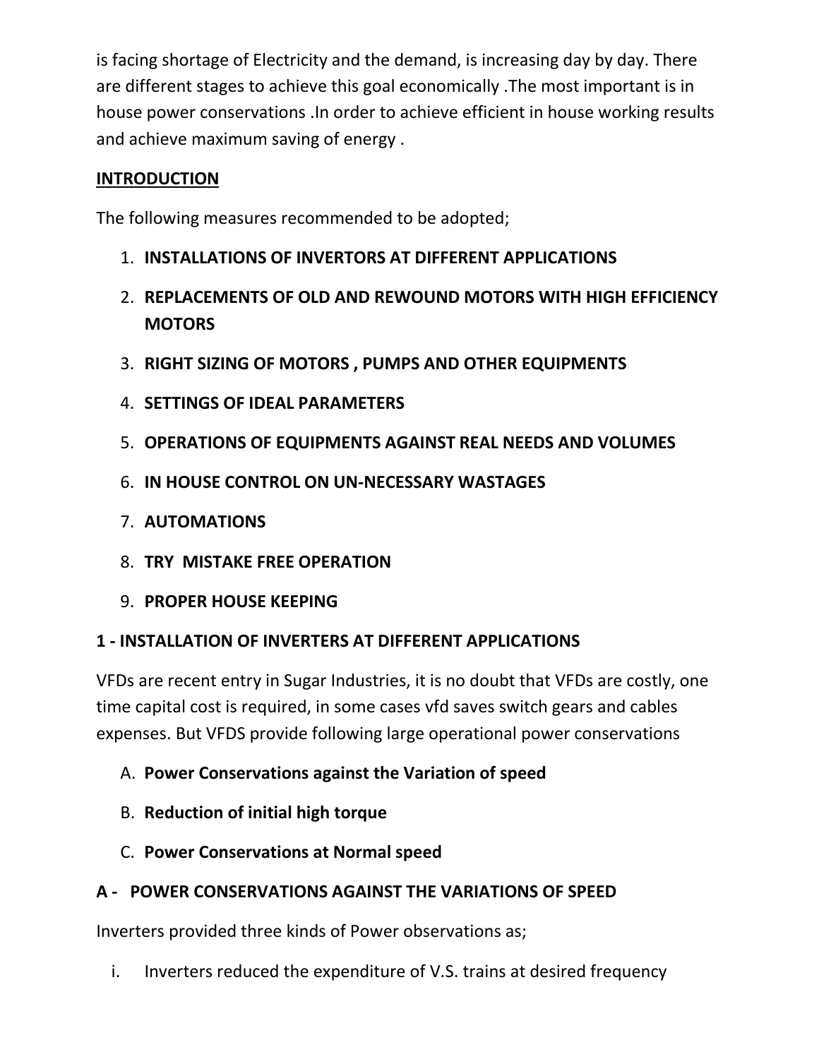is facing shortage of Electricity and the demand, is increasing day by day. There are different stages to achieve this goal economically .The most important is in house power conservations .In order to achieve efficient in house working results and achieve maximum saving of energy .

## INTRODUCTION

The following measures recommended to be adopted;

1. **INSTALLATIONS OF INVERTORS AT DIFFERENT APPLICATIONS**
2. **REPLACEMENTS OF OLD AND REWOUND MOTORS WITH HIGH EFFICIENCY MOTORS**
3. **RIGHT SIZING OF MOTORS , PUMPS AND OTHER EQUIPMENTS**
4. **SETTINGS OF IDEAL PARAMETERS**
5. **OPERATIONS OF EQUIPMENTS AGAINST REAL NEEDS AND VOLUMES**
6. **IN HOUSE CONTROL ON UN-NECESSARY WASTAGES**
7. **AUTOMATIONS**
8. **TRY MISTAKE FREE OPERATION**
9. **PROPER HOUSE KEEPING**

### 1 - INSTALLATION OF INVERTERS AT DIFFERENT APPLICATIONS

VFDs are recent entry in Sugar Industries, it is no doubt that VFDs are costly, one time capital cost is required, in some cases vfd saves switch gears and cables expenses. But VFDS provide following large operational power conservations

A. **Power Conservations against the Variation of speed**
B. **Reduction of initial high torque**
C. **Power Conservations at Normal speed**

### A - POWER CONSERVATIONS AGAINST THE VARIATIONS OF SPEED

Inverters provided three kinds of Power observations as;

i. Inverters reduced the expenditure of V.S. trains at desired frequency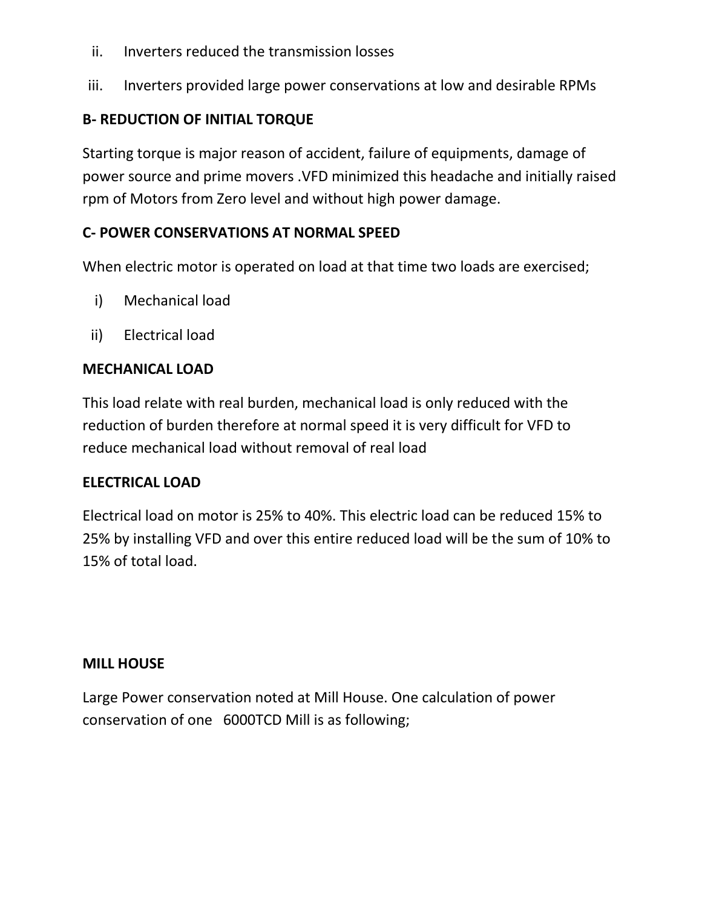ii. Inverters reduced the transmission losses

iii. Inverters provided large power conservations at low and desirable RPMs

**B- REDUCTION OF INITIAL TORQUE**

Starting torque is major reason of accident, failure of equipments, damage of power source and prime movers .VFD minimized this headache and initially raised rpm of Motors from Zero level and without high power damage.

**C- POWER CONSERVATIONS AT NORMAL SPEED**

When electric motor is operated on load at that time two loads are exercised;

i) Mechanical load

ii) Electrical load

**MECHANICAL LOAD**

This load relate with real burden, mechanical load is only reduced with the reduction of burden therefore at normal speed it is very difficult for VFD to reduce mechanical load without removal of real load

**ELECTRICAL LOAD**

Electrical load on motor is 25% to 40%. This electric load can be reduced 15% to 25% by installing VFD and over this entire reduced load will be the sum of 10% to 15% of total load.

**MILL HOUSE**

Large Power conservation noted at Mill House. One calculation of power conservation of one 6000TCD Mill is as following;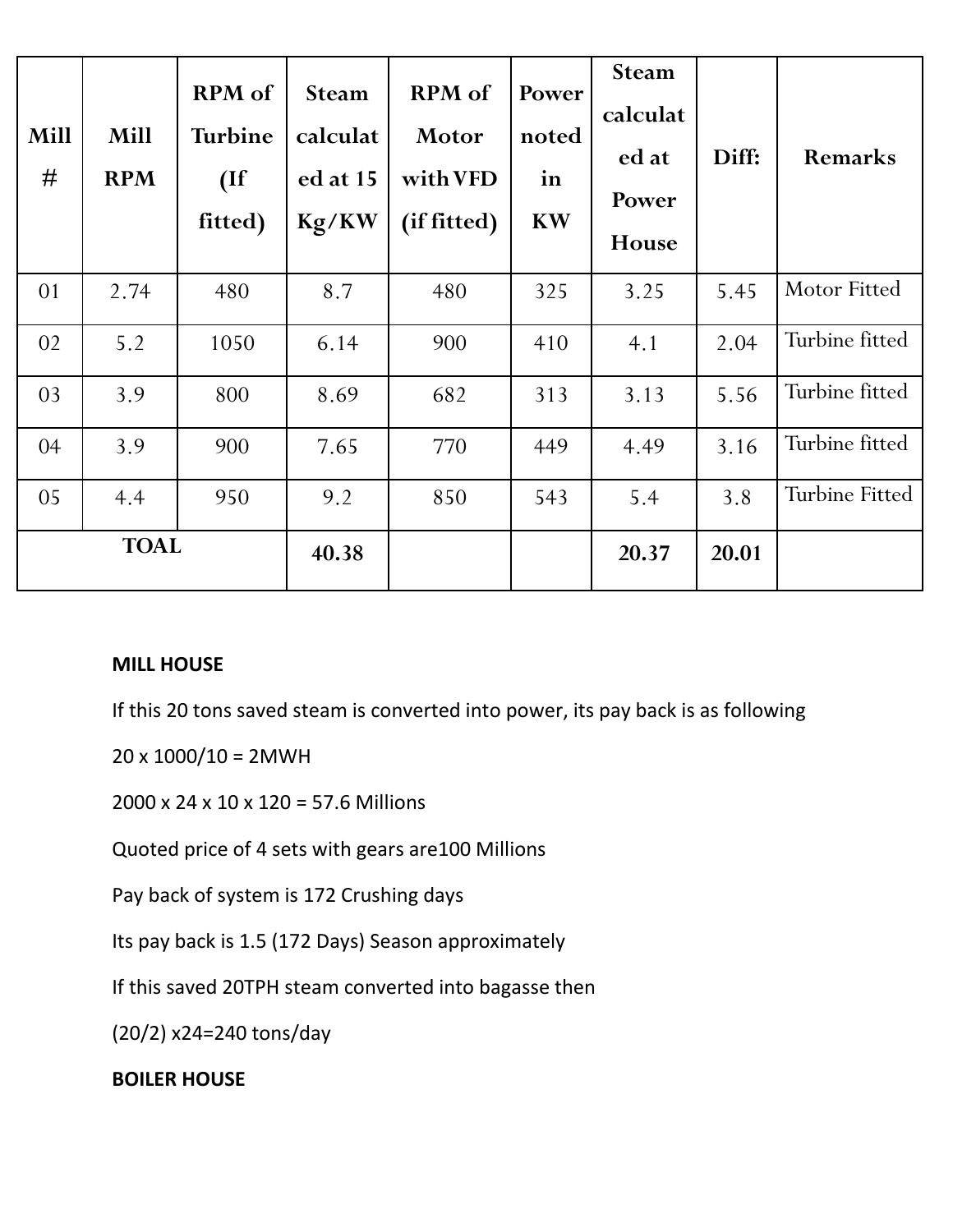| Mill # | Mill RPM | RPM of Turbine (If fitted) | Steam calculated at 15 Kg/KW | RPM of Motor with VFD (if fitted) | Power noted in KW | Steam calculated at Power House | Diff: | Remarks |
|---|---|---|---|---|---|---|---|---|
| 01 | 2.74 | 480 | 8.7 | 480 | 325 | 3.25 | 5.45 | Motor Fitted |
| 02 | 5.2 | 1050 | 6.14 | 900 | 410 | 4.1 | 2.04 | Turbine fitted |
| 03 | 3.9 | 800 | 8.69 | 682 | 313 | 3.13 | 5.56 | Turbine fitted |
| 04 | 3.9 | 900 | 7.65 | 770 | 449 | 4.49 | 3.16 | Turbine fitted |
| 05 | 4.4 | 950 | 9.2 | 850 | 543 | 5.4 | 3.8 | Turbine Fitted |
| **TOAL** | | | **40.38** | | | **20.37** | **20.01** | |

**MILL HOUSE**

If this 20 tons saved steam is converted into power, its pay back is as following

20 x 1000/10 = 2MWH

2000 x 24 x 10 x 120 = 57.6 Millions

Quoted price of 4 sets with gears are100 Millions

Pay back of system is 172 Crushing days

Its pay back is 1.5 (172 Days) Season approximately

If this saved 20TPH steam converted into bagasse then

(20/2) x24=240 tons/day

**BOILER HOUSE**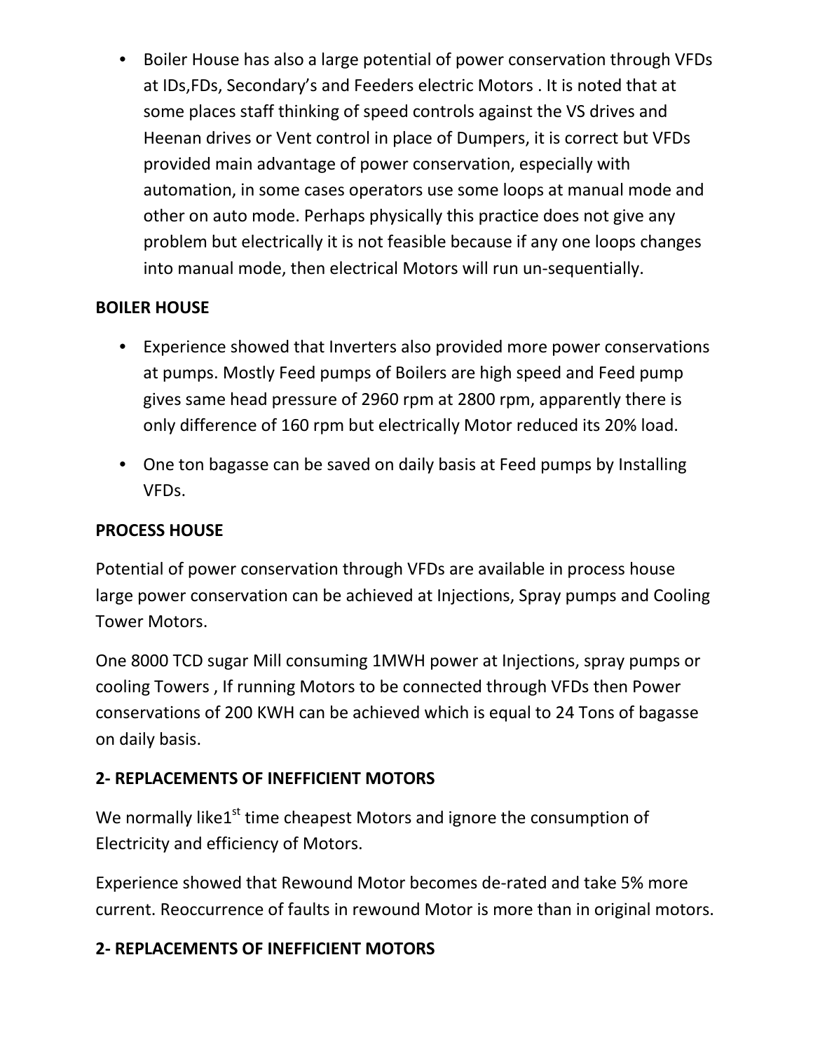- Boiler House has also a large potential of power conservation through VFDs at IDs,FDs, Secondary's and Feeders electric Motors . It is noted that at some places staff thinking of speed controls against the VS drives and Heenan drives or Vent control in place of Dumpers, it is correct but VFDs provided main advantage of power conservation, especially with automation, in some cases operators use some loops at manual mode and other on auto mode. Perhaps physically this practice does not give any problem but electrically it is not feasible because if any one loops changes into manual mode, then electrical Motors will run un-sequentially.

**BOILER HOUSE**

- Experience showed that Inverters also provided more power conservations at pumps. Mostly Feed pumps of Boilers are high speed and Feed pump gives same head pressure of 2960 rpm at 2800 rpm, apparently there is only difference of 160 rpm but electrically Motor reduced its 20% load.
- One ton bagasse can be saved on daily basis at Feed pumps by Installing VFDs.

**PROCESS HOUSE**

Potential of power conservation through VFDs are available in process house large power conservation can be achieved at Injections, Spray pumps and Cooling Tower Motors.

One 8000 TCD sugar Mill consuming 1MWH power at Injections, spray pumps or cooling Towers , If running Motors to be connected through VFDs then Power conservations of 200 KWH can be achieved which is equal to 24 Tons of bagasse on daily basis.

**2- REPLACEMENTS OF INEFFICIENT MOTORS**

We normally like1st time cheapest Motors and ignore the consumption of Electricity and efficiency of Motors.

Experience showed that Rewound Motor becomes de-rated and take 5% more current. Reoccurrence of faults in rewound Motor is more than in original motors.

**2- REPLACEMENTS OF INEFFICIENT MOTORS**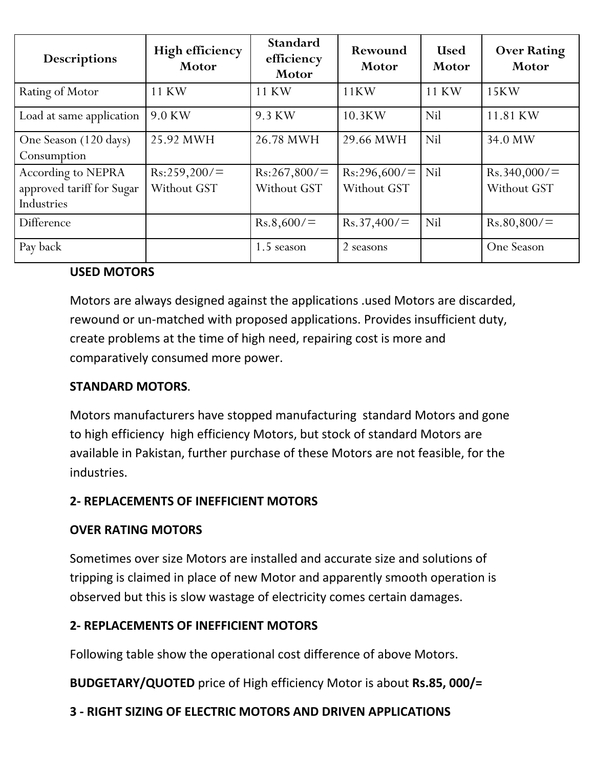| Descriptions | High efficiency Motor | Standard efficiency Motor | Rewound Motor | Used Motor | Over Rating Motor |
|---|---|---|---|---|---|
| Rating of Motor | 11 KW | 11 KW | 11KW | 11 KW | 15KW |
| Load at same application | 9.0 KW | 9.3 KW | 10.3KW | Nil | 11.81 KW |
| One Season (120 days) Consumption | 25.92 MWH | 26.78 MWH | 29.66 MWH | Nil | 34.0 MW |
| According to NEPRA approved tariff for Sugar Industries | Rs:259,200/= Without GST | Rs:267,800/= Without GST | Rs:296,600/= Without GST | Nil | Rs.340,000/= Without GST |
| Difference | | Rs.8,600/= | Rs.37,400/= | Nil | Rs.80,800/= |
| Pay back | | 1.5 season | 2 seasons | | One Season |

**USED MOTORS**

Motors are always designed against the applications .used Motors are discarded, rewound or un-matched with proposed applications. Provides insufficient duty, create problems at the time of high need, repairing cost is more and comparatively consumed more power.

**STANDARD MOTORS**.

Motors manufacturers have stopped manufacturing standard Motors and gone to high efficiency high efficiency Motors, but stock of standard Motors are available in Pakistan, further purchase of these Motors are not feasible, for the industries.

**2- REPLACEMENTS OF INEFFICIENT MOTORS**

**OVER RATING MOTORS**

Sometimes over size Motors are installed and accurate size and solutions of tripping is claimed in place of new Motor and apparently smooth operation is observed but this is slow wastage of electricity comes certain damages.

**2- REPLACEMENTS OF INEFFICIENT MOTORS**

Following table show the operational cost difference of above Motors.

**BUDGETARY/QUOTED** price of High efficiency Motor is about **Rs.85, 000/=**

**3 - RIGHT SIZING OF ELECTRIC MOTORS AND DRIVEN APPLICATIONS**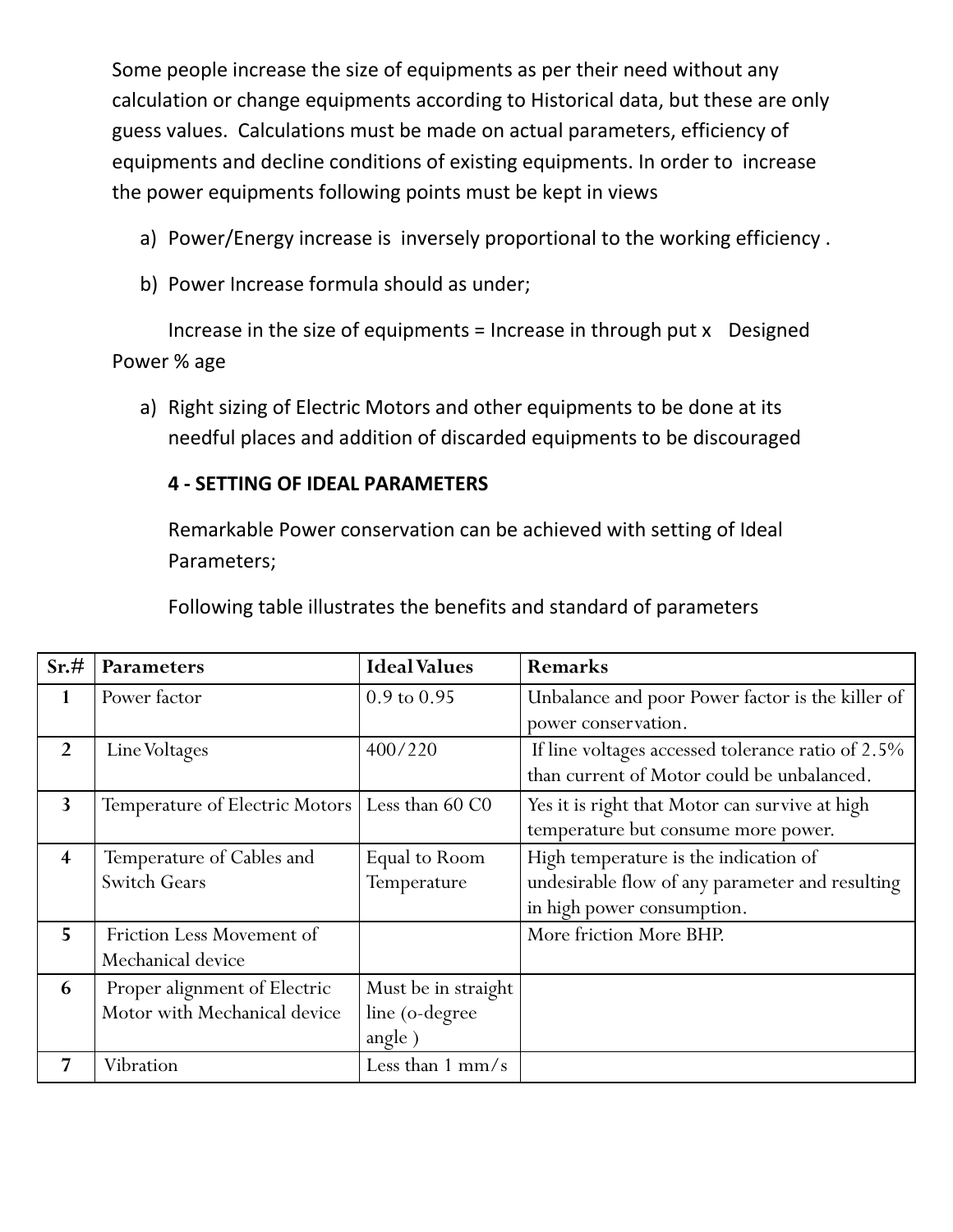Some people increase the size of equipments as per their need without any calculation or change equipments according to Historical data, but these are only guess values. Calculations must be made on actual parameters, efficiency of equipments and decline conditions of existing equipments. In order to increase the power equipments following points must be kept in views

a) Power/Energy increase is inversely proportional to the working efficiency .

b) Power Increase formula should as under;

Increase in the size of equipments = Increase in through put x Designed Power % age

a) Right sizing of Electric Motors and other equipments to be done at its needful places and addition of discarded equipments to be discouraged

**4 - SETTING OF IDEAL PARAMETERS**

Remarkable Power conservation can be achieved with setting of Ideal Parameters;

Following table illustrates the benefits and standard of parameters

| Sr.# | Parameters | Ideal Values | Remarks |
|---|---|---|---|
| 1 | Power factor | 0.9 to 0.95 | Unbalance and poor Power factor is the killer of power conservation. |
| 2 | Line Voltages | 400/220 | If line voltages accessed tolerance ratio of 2.5% than current of Motor could be unbalanced. |
| 3 | Temperature of Electric Motors | Less than 60 C0 | Yes it is right that Motor can survive at high temperature but consume more power. |
| 4 | Temperature of Cables and Switch Gears | Equal to Room Temperature | High temperature is the indication of undesirable flow of any parameter and resulting in high power consumption. |
| 5 | Friction Less Movement of Mechanical device | | More friction More BHP. |
| 6 | Proper alignment of Electric Motor with Mechanical device | Must be in straight line (o-degree angle ) | |
| 7 | Vibration | Less than 1 mm/s | |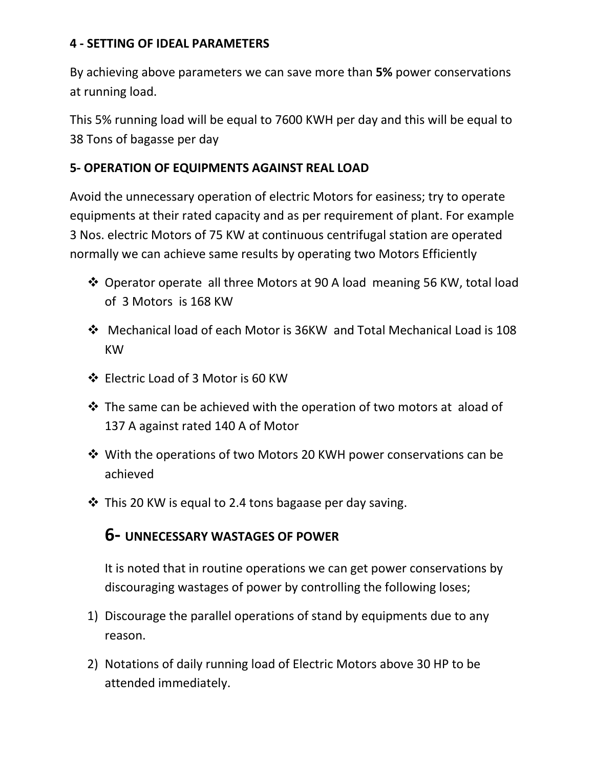**4 - SETTING OF IDEAL PARAMETERS**

By achieving above parameters we can save more than **5%** power conservations at running load.

This 5% running load will be equal to 7600 KWH per day and this will be equal to 38 Tons of bagasse per day

**5- OPERATION OF EQUIPMENTS AGAINST REAL LOAD**

Avoid the unnecessary operation of electric Motors for easiness; try to operate equipments at their rated capacity and as per requirement of plant. For example 3 Nos. electric Motors of 75 KW at continuous centrifugal station are operated normally we can achieve same results by operating two Motors Efficiently

- Operator operate all three Motors at 90 A load meaning 56 KW, total load of 3 Motors is 168 KW
- Mechanical load of each Motor is 36KW and Total Mechanical Load is 108 KW
- Electric Load of 3 Motor is 60 KW
- The same can be achieved with the operation of two motors at aload of 137 A against rated 140 A of Motor
- With the operations of two Motors 20 KWH power conservations can be achieved
- This 20 KW is equal to 2.4 tons bagaase per day saving.

## 6- UNNECESSARY WASTAGES OF POWER

It is noted that in routine operations we can get power conservations by discouraging wastages of power by controlling the following loses;

1) Discourage the parallel operations of stand by equipments due to any reason.
2) Notations of daily running load of Electric Motors above 30 HP to be attended immediately.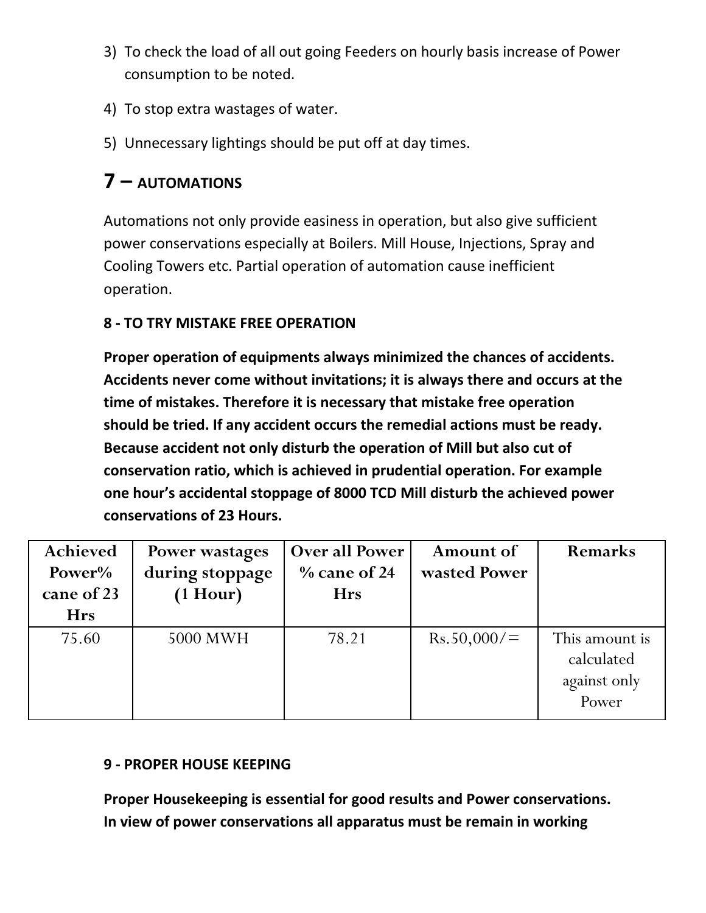3) To check the load of all out going Feeders on hourly basis increase of Power consumption to be noted.

4) To stop extra wastages of water.

5) Unnecessary lightings should be put off at day times.

## 7 – AUTOMATIONS

Automations not only provide easiness in operation, but also give sufficient power conservations especially at Boilers. Mill House, Injections, Spray and Cooling Towers etc. Partial operation of automation cause inefficient operation.

### 8 - TO TRY MISTAKE FREE OPERATION

**Proper operation of equipments always minimized the chances of accidents. Accidents never come without invitations; it is always there and occurs at the time of mistakes. Therefore it is necessary that mistake free operation should be tried. If any accident occurs the remedial actions must be ready. Because accident not only disturb the operation of Mill but also cut of conservation ratio, which is achieved in prudential operation. For example one hour's accidental stoppage of 8000 TCD Mill disturb the achieved power conservations of 23 Hours.**

| Achieved Power% cane of 23 Hrs | Power wastages during stoppage (1 Hour) | Over all Power % cane of 24 Hrs | Amount of wasted Power | Remarks |
|---|---|---|---|---|
| 75.60 | 5000 MWH | 78.21 | Rs.50,000/= | This amount is calculated against only Power |

### 9 - PROPER HOUSE KEEPING

**Proper Housekeeping is essential for good results and Power conservations. In view of power conservations all apparatus must be remain in working**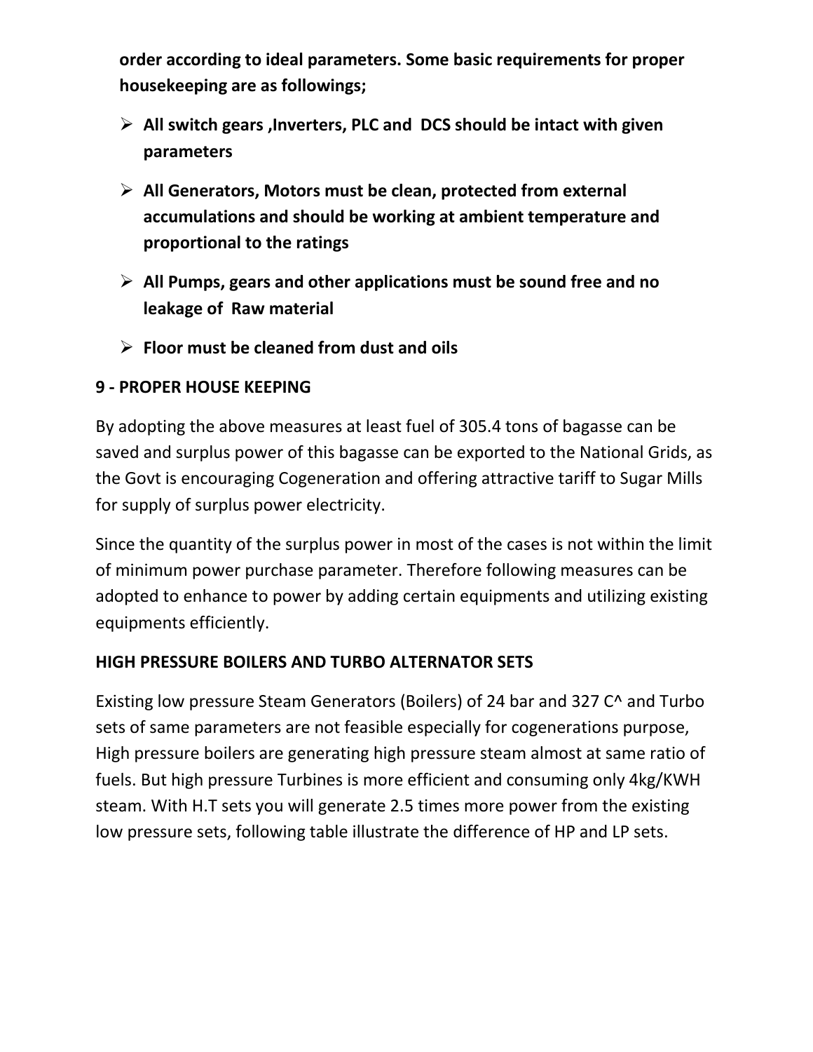**order according to ideal parameters. Some basic requirements for proper housekeeping are as followings;**

- **All switch gears ,Inverters, PLC and DCS should be intact with given parameters**
- **All Generators, Motors must be clean, protected from external accumulations and should be working at ambient temperature and proportional to the ratings**
- **All Pumps, gears and other applications must be sound free and no leakage of Raw material**
- **Floor must be cleaned from dust and oils**

**9 - PROPER HOUSE KEEPING**

By adopting the above measures at least fuel of 305.4 tons of bagasse can be saved and surplus power of this bagasse can be exported to the National Grids, as the Govt is encouraging Cogeneration and offering attractive tariff to Sugar Mills for supply of surplus power electricity.

Since the quantity of the surplus power in most of the cases is not within the limit of minimum power purchase parameter. Therefore following measures can be adopted to enhance to power by adding certain equipments and utilizing existing equipments efficiently.

**HIGH PRESSURE BOILERS AND TURBO ALTERNATOR SETS**

Existing low pressure Steam Generators (Boilers) of 24 bar and 327 C^ and Turbo sets of same parameters are not feasible especially for cogenerations purpose, High pressure boilers are generating high pressure steam almost at same ratio of fuels. But high pressure Turbines is more efficient and consuming only 4kg/KWH steam. With H.T sets you will generate 2.5 times more power from the existing low pressure sets, following table illustrate the difference of HP and LP sets.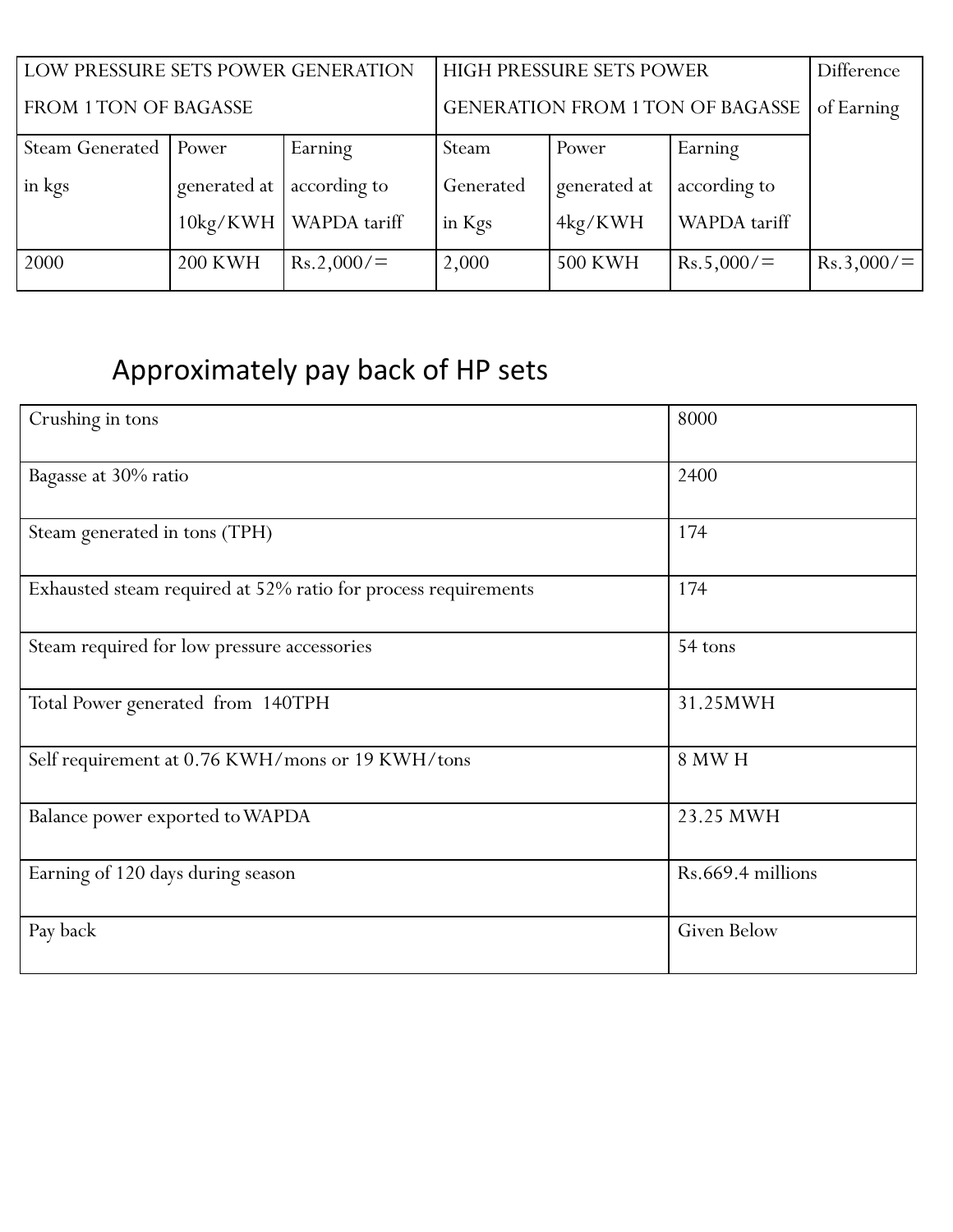| LOW PRESSURE SETS POWER GENERATION FROM 1 TON OF BAGASSE | | | HIGH PRESSURE SETS POWER GENERATION FROM 1 TON OF BAGASSE | | | Difference of Earning |
|---|---|---|---|---|---|---|
| Steam Generated in kgs | Power generated at 10kg/KWH | Earning according to WAPDA tariff | Steam Generated in Kgs | Power generated at 4kg/KWH | Earning according to WAPDA tariff | |
| 2000 | 200 KWH | Rs.2,000/= | 2,000 | 500 KWH | Rs.5,000/= | Rs.3,000/= |

## Approximately pay back of HP sets

| | |
|---|---|
| Crushing in tons | 8000 |
| Bagasse at 30% ratio | 2400 |
| Steam generated in tons (TPH) | 174 |
| Exhausted steam required at 52% ratio for process requirements | 174 |
| Steam required for low pressure accessories | 54 tons |
| Total Power generated from 140TPH | 31.25MWH |
| Self requirement at 0.76 KWH/mons or 19 KWH/tons | 8 MW H |
| Balance power exported to WAPDA | 23.25 MWH |
| Earning of 120 days during season | Rs.669.4 millions |
| Pay back | Given Below |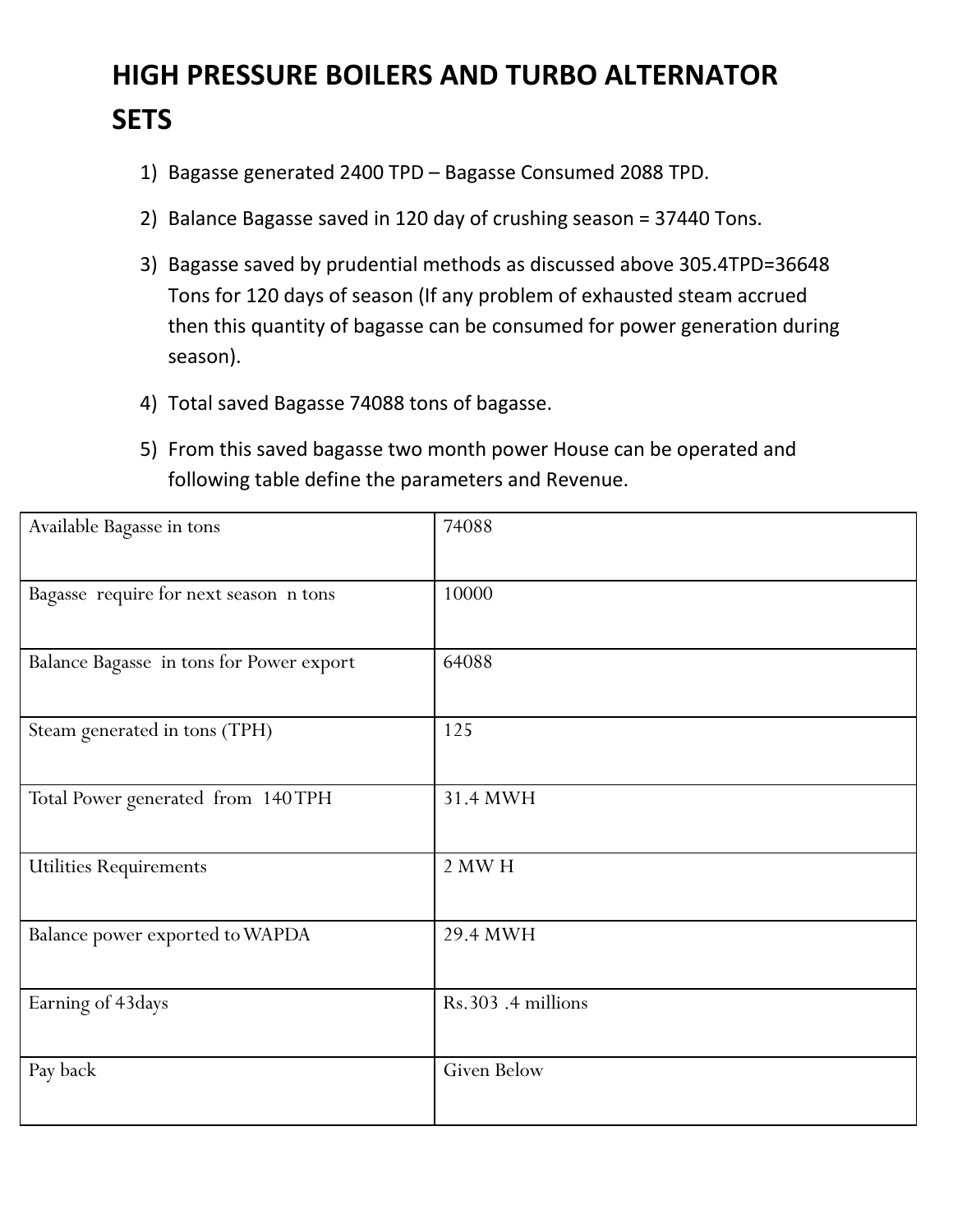# HIGH PRESSURE BOILERS AND TURBO ALTERNATOR SETS

1) Bagasse generated 2400 TPD – Bagasse Consumed 2088 TPD.
2) Balance Bagasse saved in 120 day of crushing season = 37440 Tons.
3) Bagasse saved by prudential methods as discussed above 305.4TPD=36648 Tons for 120 days of season (If any problem of exhausted steam accrued then this quantity of bagasse can be consumed for power generation during season).
4) Total saved Bagasse 74088 tons of bagasse.
5) From this saved bagasse two month power House can be operated and following table define the parameters and Revenue.

| Available Bagasse in tons | 74088 |
|---|---|
| Bagasse require for next season n tons | 10000 |
| Balance Bagasse in tons for Power export | 64088 |
| Steam generated in tons (TPH) | 125 |
| Total Power generated from 140TPH | 31.4 MWH |
| Utilities Requirements | 2 MW H |
| Balance power exported to WAPDA | 29.4 MWH |
| Earning of 43days | Rs.303 .4 millions |
| Pay back | Given Below |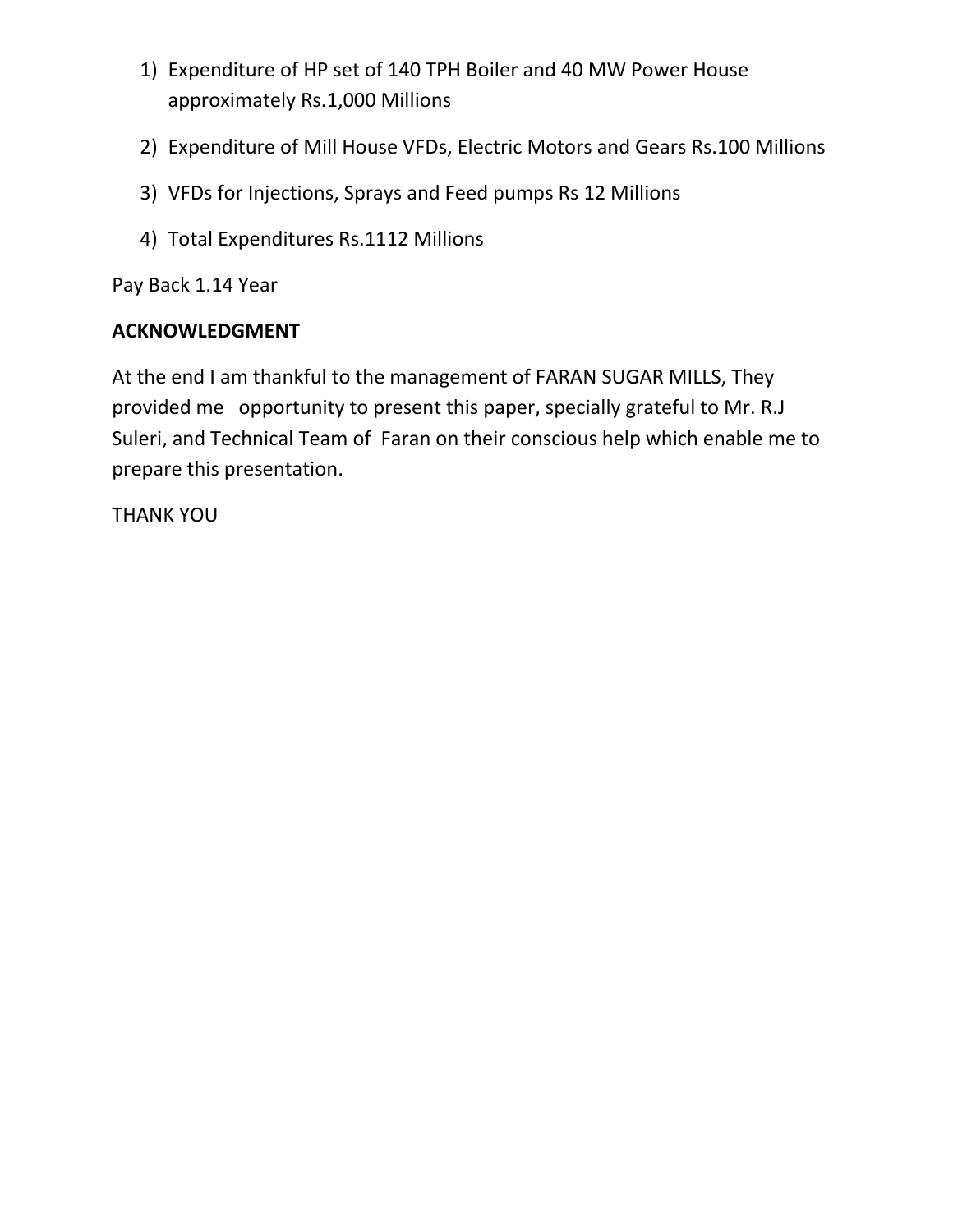1) Expenditure of HP set of 140 TPH Boiler and 40 MW Power House approximately Rs.1,000 Millions
2) Expenditure of Mill House VFDs, Electric Motors and Gears Rs.100 Millions
3) VFDs for Injections, Sprays and Feed pumps Rs 12 Millions
4) Total Expenditures Rs.1112 Millions

Pay Back 1.14 Year

**ACKNOWLEDGMENT**

At the end I am thankful to the management of FARAN SUGAR MILLS, They provided me opportunity to present this paper, specially grateful to Mr. R.J Suleri, and Technical Team of Faran on their conscious help which enable me to prepare this presentation.

THANK YOU